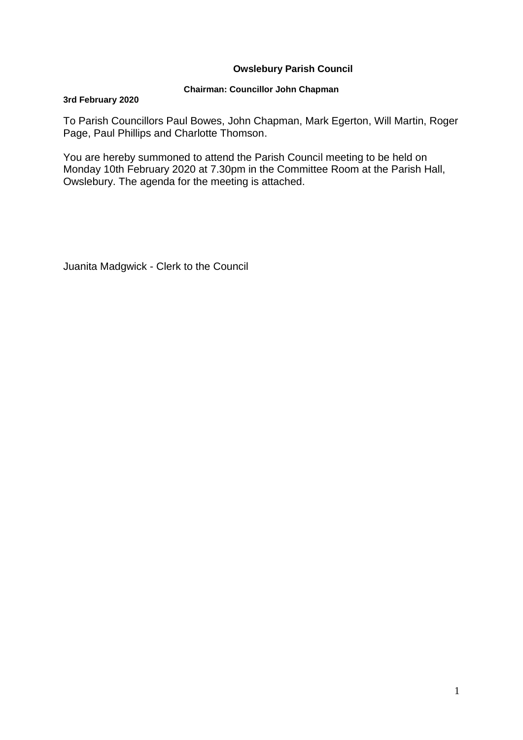**Owslebury Parish Council**

**Chairman: Councillor John Chapman**

**3rd February 2020**

To Parish Councillors Paul Bowes, John Chapman, Mark Egerton, Will Martin, Roger Page, Paul Phillips and Charlotte Thomson.

You are hereby summoned to attend the Parish Council meeting to be held on Monday 10th February 2020 at 7.30pm in the Committee Room at the Parish Hall, Owslebury. The agenda for the meeting is attached.

Juanita Madgwick - Clerk to the Council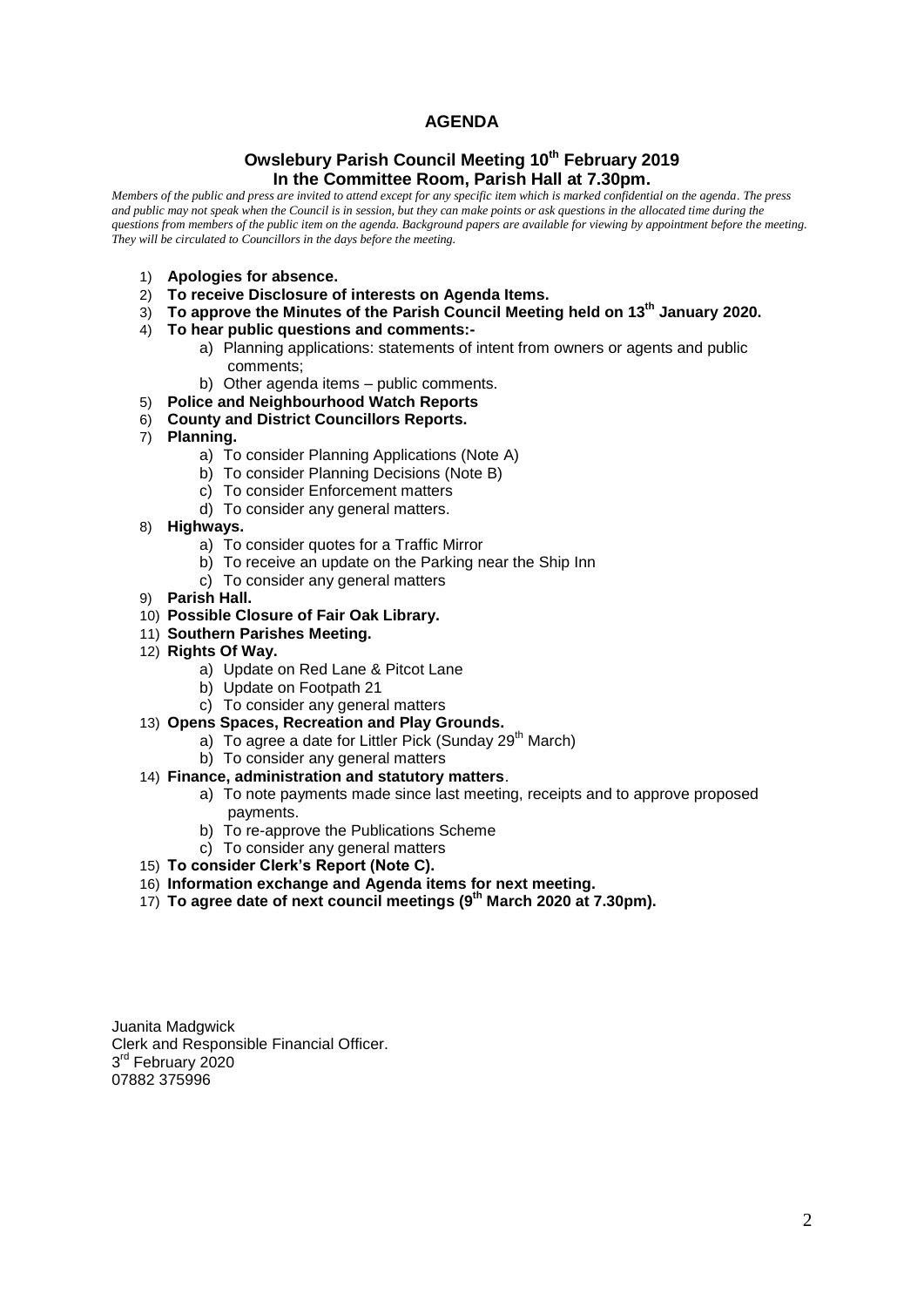# AGENDA

## Owslebury Parish Council Meeting 10th February 2019
## In the Committee Room, Parish Hall at 7.30pm.

*Members of the public and press are invited to attend except for any specific item which is marked confidential on the agenda. The press and public may not speak when the Council is in session, but they can make points or ask questions in the allocated time during the questions from members of the public item on the agenda. Background papers are available for viewing by appointment before the meeting. They will be circulated to Councillors in the days before the meeting.*

1) **Apologies for absence.**
2) **To receive Disclosure of interests on Agenda Items.**
3) **To approve the Minutes of the Parish Council Meeting held on 13th January 2020.**
4) **To hear public questions and comments:-**
   a) Planning applications: statements of intent from owners or agents and public comments;
   b) Other agenda items – public comments.
5) **Police and Neighbourhood Watch Reports**
6) **County and District Councillors Reports.**
7) **Planning.**
   a) To consider Planning Applications (Note A)
   b) To consider Planning Decisions (Note B)
   c) To consider Enforcement matters
   d) To consider any general matters.
8) **Highways.**
   a) To consider quotes for a Traffic Mirror
   b) To receive an update on the Parking near the Ship Inn
   c) To consider any general matters
9) **Parish Hall.**
10) **Possible Closure of Fair Oak Library.**
11) **Southern Parishes Meeting.**
12) **Rights Of Way.**
    a) Update on Red Lane & Pitcot Lane
    b) Update on Footpath 21
    c) To consider any general matters
13) **Opens Spaces, Recreation and Play Grounds.**
    a) To agree a date for Littler Pick (Sunday 29th March)
    b) To consider any general matters
14) **Finance, administration and statutory matters**.
    a) To note payments made since last meeting, receipts and to approve proposed payments.
    b) To re-approve the Publications Scheme
    c) To consider any general matters
15) **To consider Clerk's Report (Note C).**
16) **Information exchange and Agenda items for next meeting.**
17) **To agree date of next council meetings (9th March 2020 at 7.30pm).**

Juanita Madgwick
Clerk and Responsible Financial Officer.
3rd February 2020
07882 375996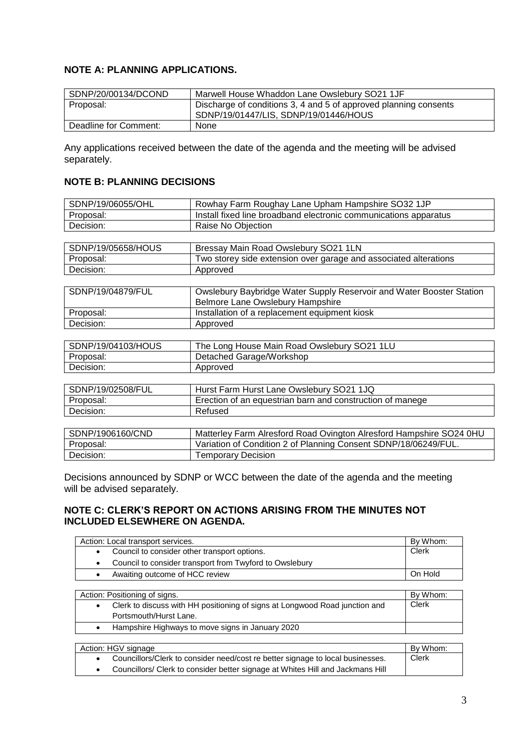### NOTE A: PLANNING APPLICATIONS.

| SDNP/20/00134/DCOND | Marwell House Whaddon Lane Owslebury SO21 1JF |
|---|---|
| Proposal: | Discharge of conditions 3, 4 and 5 of approved planning consents SDNP/19/01447/LIS, SDNP/19/01446/HOUS |
| Deadline for Comment: | None |

Any applications received between the date of the agenda and the meeting will be advised separately.

### NOTE B: PLANNING DECISIONS

| SDNP/19/06055/OHL | Rowhay Farm Roughay Lane Upham Hampshire SO32 1JP |
|---|---|
| Proposal: | Install fixed line broadband electronic communications apparatus |
| Decision: | Raise No Objection |

| SDNP/19/05658/HOUS | Bressay Main Road Owslebury SO21 1LN |
|---|---|
| Proposal: | Two storey side extension over garage and associated alterations |
| Decision: | Approved |

| SDNP/19/04879/FUL | Owslebury Baybridge Water Supply Reservoir and Water Booster Station Belmore Lane Owslebury Hampshire |
|---|---|
| Proposal: | Installation of a replacement equipment kiosk |
| Decision: | Approved |

| SDNP/19/04103/HOUS | The Long House Main Road Owslebury SO21 1LU |
|---|---|
| Proposal: | Detached Garage/Workshop |
| Decision: | Approved |

| SDNP/19/02508/FUL | Hurst Farm Hurst Lane Owslebury SO21 1JQ |
|---|---|
| Proposal: | Erection of an equestrian barn and construction of manege |
| Decision: | Refused |

| SDNP/1906160/CND | Matterley Farm Alresford Road Ovington Alresford Hampshire SO24 0HU |
|---|---|
| Proposal: | Variation of Condition 2 of Planning Consent SDNP/18/06249/FUL. |
| Decision: | Temporary Decision |

Decisions announced by SDNP or WCC between the date of the agenda and the meeting will be advised separately.

### NOTE C: CLERK'S REPORT ON ACTIONS ARISING FROM THE MINUTES NOT INCLUDED ELSEWHERE ON AGENDA.

| Action: Local transport services. | By Whom: |
|---|---|
| • Council to consider other transport options.<br>• Council to consider transport from Twyford to Owslebury | Clerk |
| • Awaiting outcome of HCC review | On Hold |

| Action: Positioning of signs. | By Whom: |
|---|---|
| • Clerk to discuss with HH positioning of signs at Longwood Road junction and Portsmouth/Hurst Lane. | Clerk |
| • Hampshire Highways to move signs in January 2020 | |

| Action: HGV signage | By Whom: |
|---|---|
| • Councillors/Clerk to consider need/cost re better signage to local businesses.<br>• Councillors/ Clerk to consider better signage at Whites Hill and Jackmans Hill | Clerk |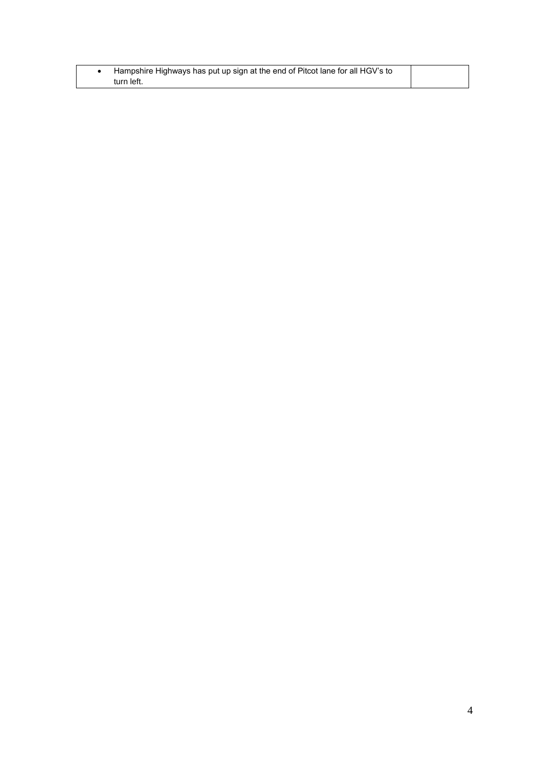| | |
|---|---|
| • Hampshire Highways has put up sign at the end of Pitcot lane for all HGV's to turn left. | |